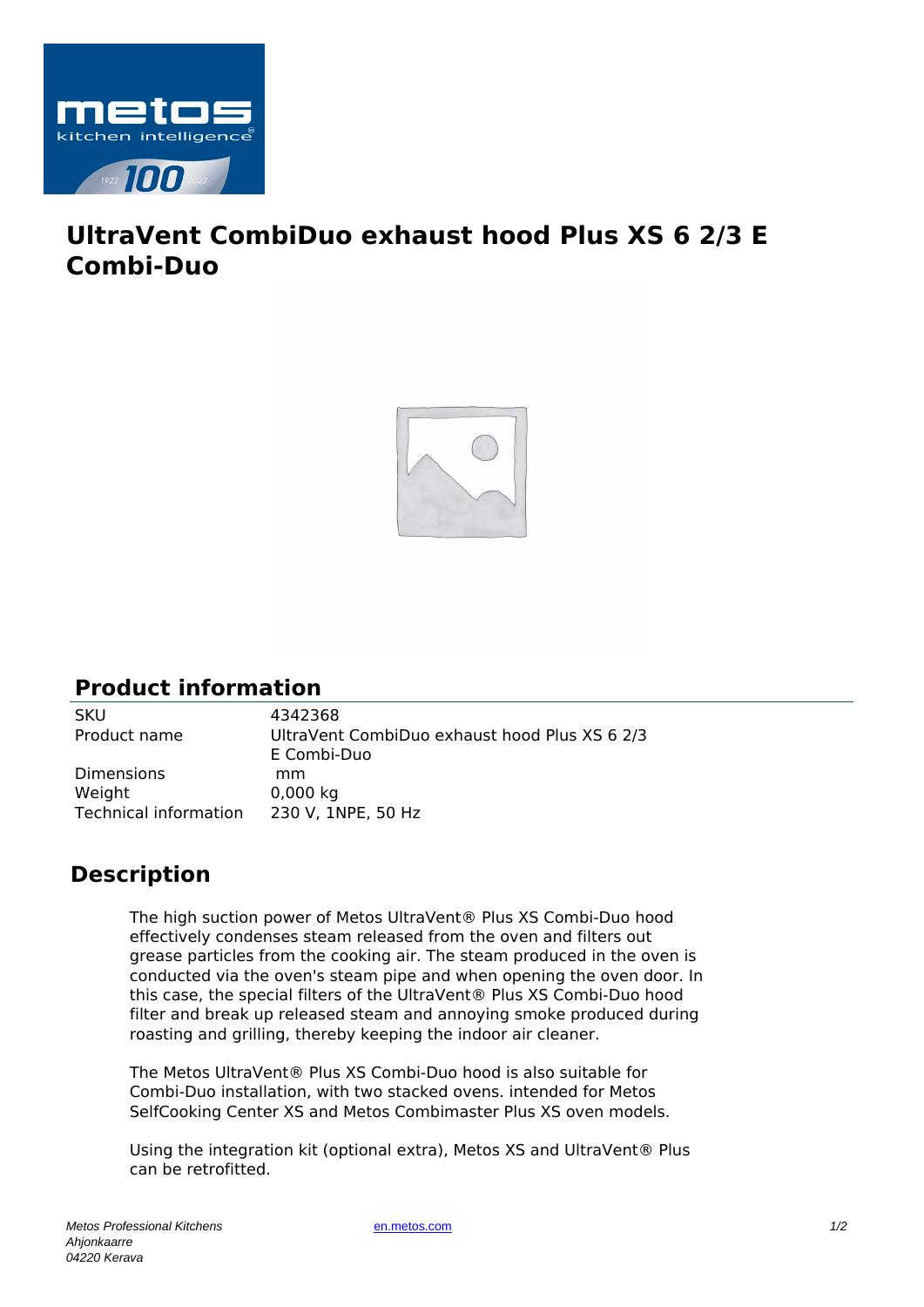# UltraVent CombiDuo exhaust hood Plus XS 6 2/3 E Combi-Duo

## Product information

| | |
|---|---|
| SKU | 4342368 |
| Product name | UltraVent CombiDuo exhaust hood Plus XS 6 2/3 E Combi-Duo |
| Dimensions | mm |
| Weight | 0,000 kg |
| Technical information | 230 V, 1NPE, 50 Hz |

## Description

The high suction power of Metos UltraVent® Plus XS Combi-Duo hood effectively condenses steam released from the oven and filters out grease particles from the cooking air. The steam produced in the oven is conducted via the oven's steam pipe and when opening the oven door. In this case, the special filters of the UltraVent® Plus XS Combi-Duo hood filter and break up released steam and annoying smoke produced during roasting and grilling, thereby keeping the indoor air cleaner.

The Metos UltraVent® Plus XS Combi-Duo hood is also suitable for Combi-Duo installation, with two stacked ovens. intended for Metos SelfCooking Center XS and Metos Combimaster Plus XS oven models.

Using the integration kit (optional extra), Metos XS and UltraVent® Plus can be retrofitted.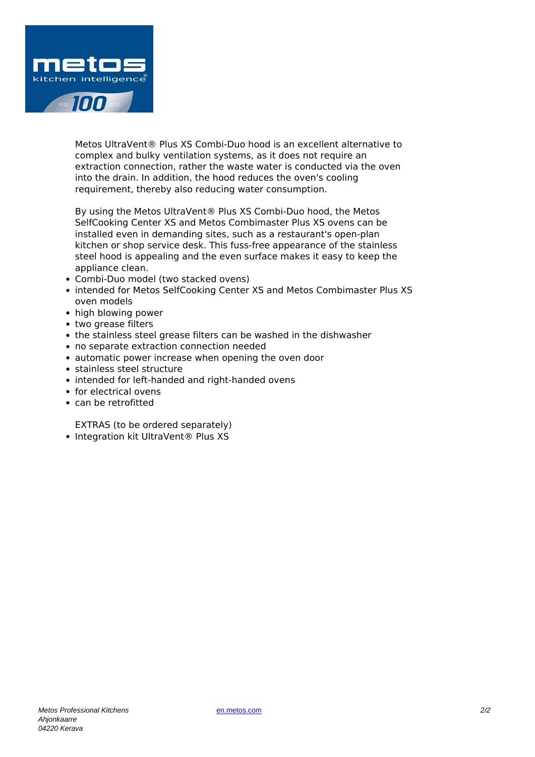Metos UltraVent® Plus XS Combi-Duo hood is an excellent alternative to complex and bulky ventilation systems, as it does not require an extraction connection, rather the waste water is conducted via the oven into the drain. In addition, the hood reduces the oven's cooling requirement, thereby also reducing water consumption.

By using the Metos UltraVent® Plus XS Combi-Duo hood, the Metos SelfCooking Center XS and Metos Combimaster Plus XS ovens can be installed even in demanding sites, such as a restaurant's open-plan kitchen or shop service desk. This fuss-free appearance of the stainless steel hood is appealing and the even surface makes it easy to keep the appliance clean.

- Combi-Duo model (two stacked ovens)
- intended for Metos SelfCooking Center XS and Metos Combimaster Plus XS oven models
- high blowing power
- two grease filters
- the stainless steel grease filters can be washed in the dishwasher
- no separate extraction connection needed
- automatic power increase when opening the oven door
- stainless steel structure
- intended for left-handed and right-handed ovens
- for electrical ovens
- can be retrofitted

EXTRAS (to be ordered separately)

- Integration kit UltraVent® Plus XS